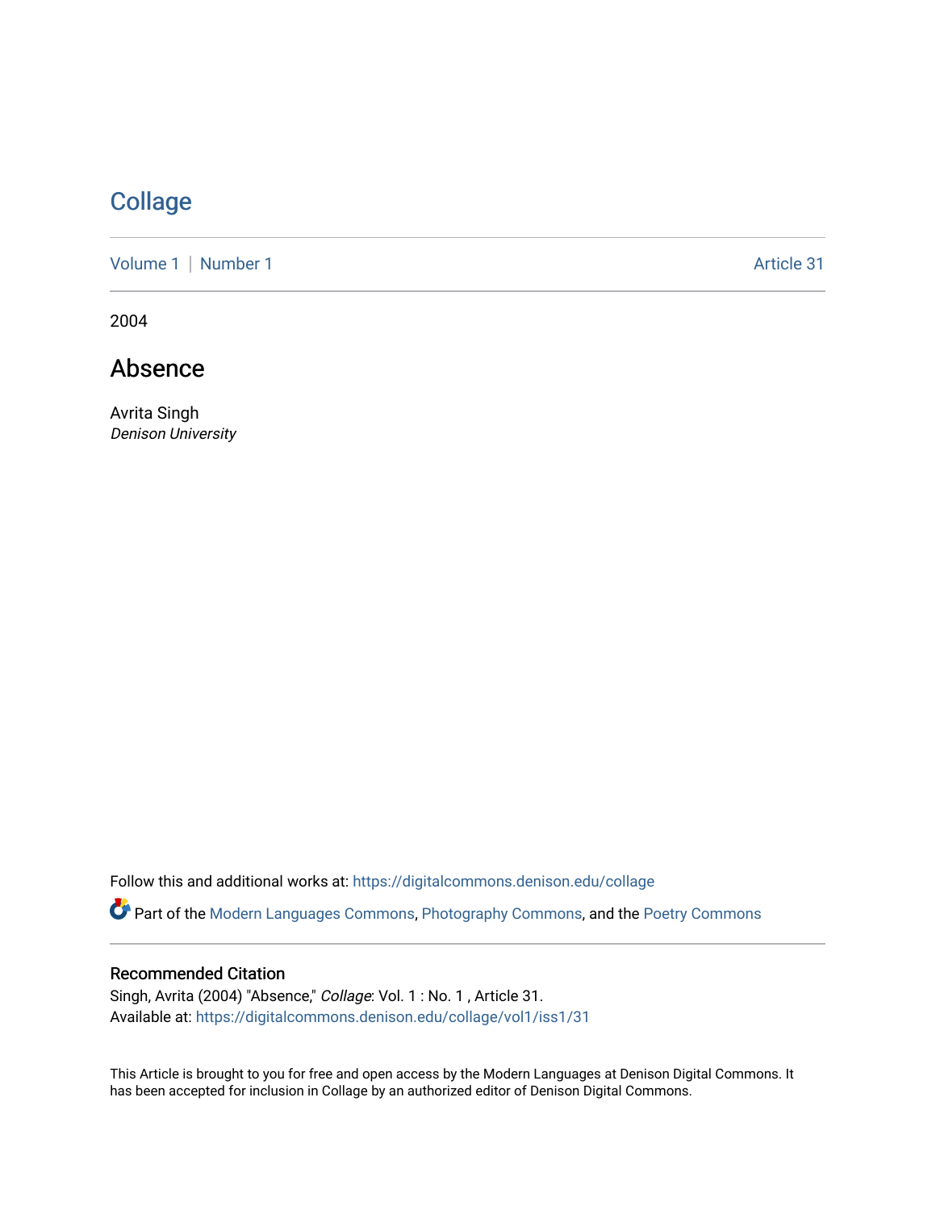# Collage

Volume 1 | Number 1 Article 31

2004

## Absence

Avrita Singh
*Denison University*

Follow this and additional works at: https://digitalcommons.denison.edu/collage

Part of the Modern Languages Commons, Photography Commons, and the Poetry Commons

### Recommended Citation

Singh, Avrita (2004) "Absence," *Collage*: Vol. 1 : No. 1 , Article 31.
Available at: https://digitalcommons.denison.edu/collage/vol1/iss1/31

This Article is brought to you for free and open access by the Modern Languages at Denison Digital Commons. It has been accepted for inclusion in Collage by an authorized editor of Denison Digital Commons.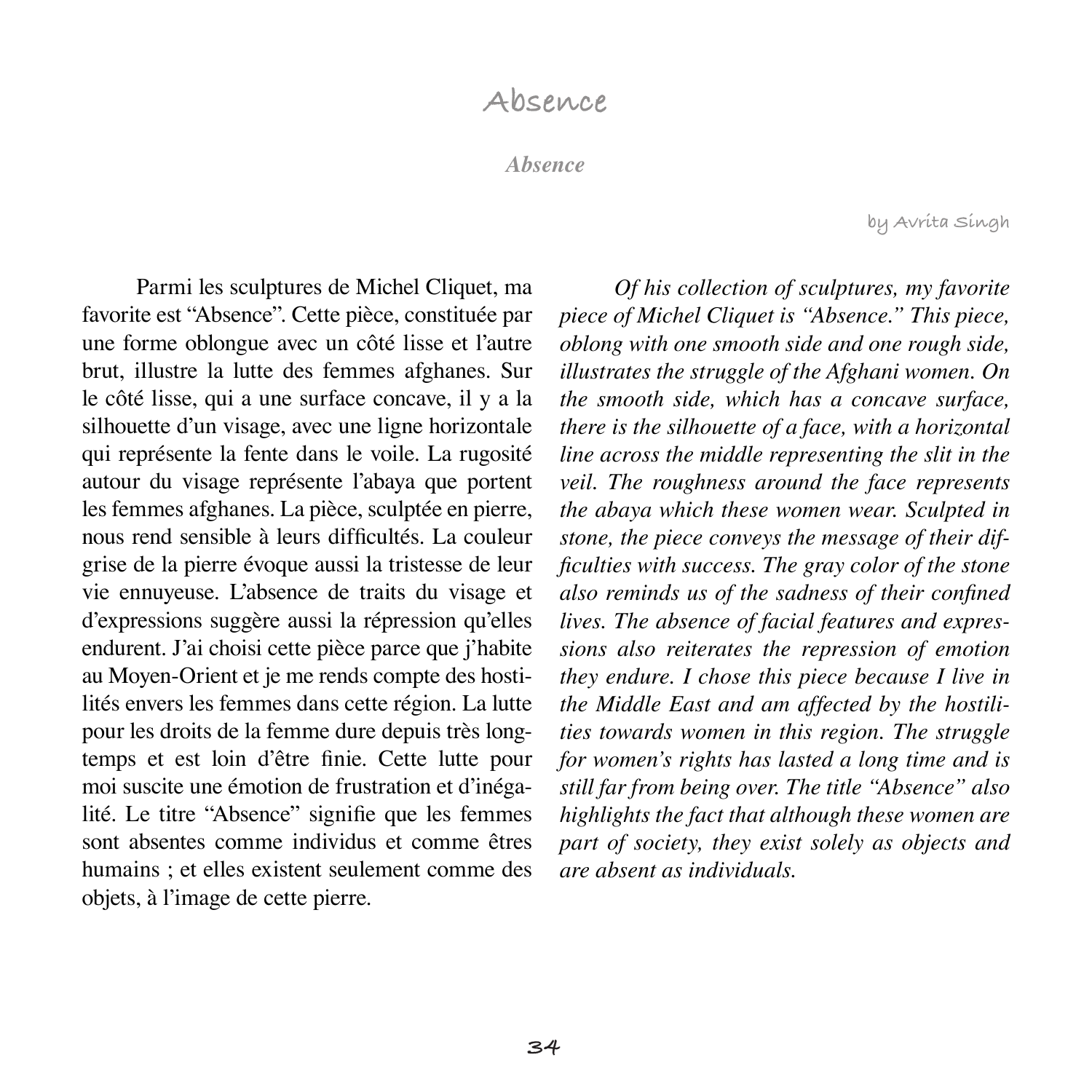# Absence

### *Absence*

by Avrita Singh

Parmi les sculptures de Michel Cliquet, ma favorite est "Absence". Cette pièce, constituée par une forme oblongue avec un côté lisse et l'autre brut, illustre la lutte des femmes afghanes. Sur le côté lisse, qui a une surface concave, il y a la silhouette d'un visage, avec une ligne horizontale qui représente la fente dans le voile. La rugosité autour du visage représente l'abaya que portent les femmes afghanes. La pièce, sculptée en pierre, nous rend sensible à leurs difficultés. La couleur grise de la pierre évoque aussi la tristesse de leur vie ennuyeuse. L'absence de traits du visage et d'expressions suggère aussi la répression qu'elles endurent. J'ai choisi cette pièce parce que j'habite au Moyen-Orient et je me rends compte des hostilités envers les femmes dans cette région. La lutte pour les droits de la femme dure depuis très longtemps et est loin d'être finie. Cette lutte pour moi suscite une émotion de frustration et d'inégalité. Le titre "Absence" signifie que les femmes sont absentes comme individus et comme êtres humains ; et elles existent seulement comme des objets, à l'image de cette pierre.

*Of his collection of sculptures, my favorite piece of Michel Cliquet is "Absence." This piece, oblong with one smooth side and one rough side, illustrates the struggle of the Afghani women. On the smooth side, which has a concave surface, there is the silhouette of a face, with a horizontal line across the middle representing the slit in the veil. The roughness around the face represents the abaya which these women wear. Sculpted in stone, the piece conveys the message of their difficulties with success. The gray color of the stone also reminds us of the sadness of their confined lives. The absence of facial features and expressions also reiterates the repression of emotion they endure. I chose this piece because I live in the Middle East and am affected by the hostilities towards women in this region. The struggle for women's rights has lasted a long time and is still far from being over. The title "Absence" also highlights the fact that although these women are part of society, they exist solely as objects and are absent as individuals.*